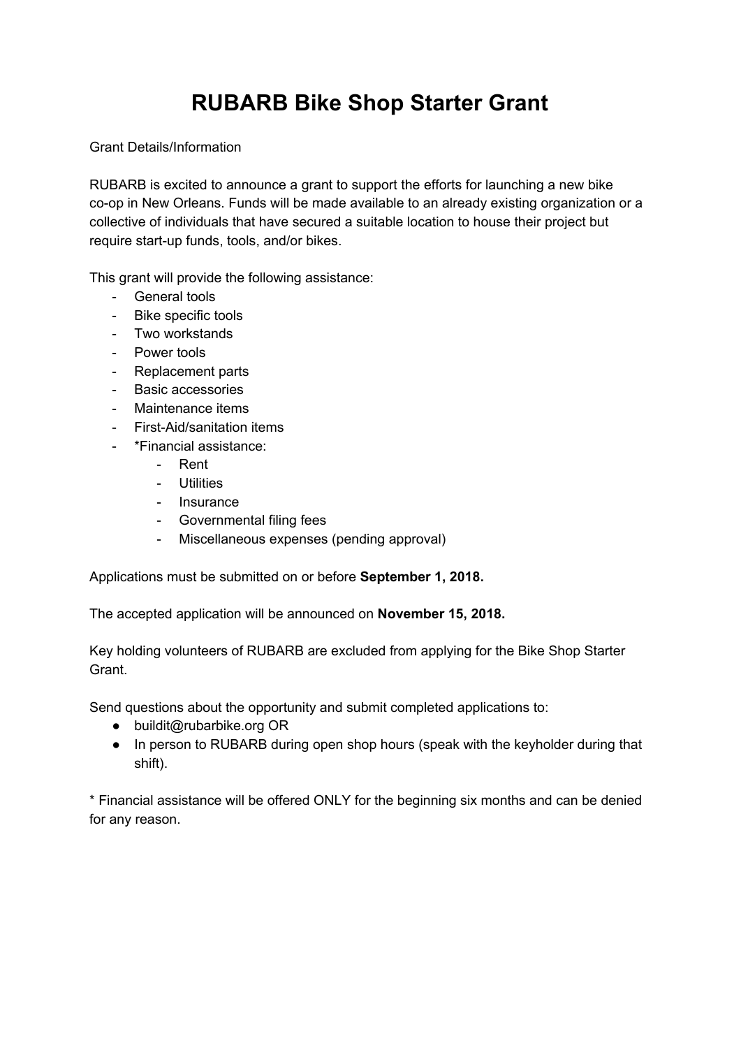# RUBARB Bike Shop Starter Grant

Grant Details/Information

RUBARB is excited to announce a grant to support the efforts for launching a new bike co-op in New Orleans. Funds will be made available to an already existing organization or a collective of individuals that have secured a suitable location to house their project but require start-up funds, tools, and/or bikes.

This grant will provide the following assistance:

- General tools
- Bike specific tools
- Two workstands
- Power tools
- Replacement parts
- Basic accessories
- Maintenance items
- First-Aid/sanitation items
- *Financial assistance:
    - Rent
    - Utilities
    - Insurance
    - Governmental filing fees
    - Miscellaneous expenses (pending approval)

Applications must be submitted on or before **September 1, 2018.**

The accepted application will be announced on **November 15, 2018.**

Key holding volunteers of RUBARB are excluded from applying for the Bike Shop Starter Grant.

Send questions about the opportunity and submit completed applications to:

- buildit@rubarbike.org OR
- In person to RUBARB during open shop hours (speak with the keyholder during that shift).

* Financial assistance will be offered ONLY for the beginning six months and can be denied for any reason.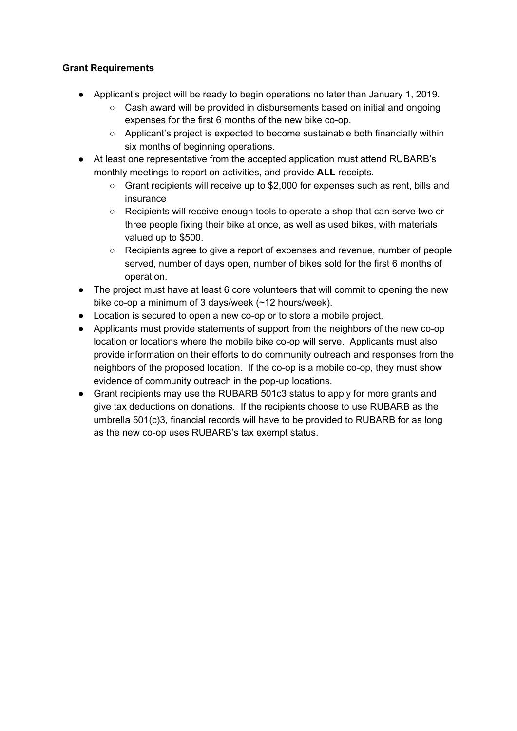**Grant Requirements**

- Applicant's project will be ready to begin operations no later than January 1, 2019.
  - Cash award will be provided in disbursements based on initial and ongoing expenses for the first 6 months of the new bike co-op.
  - Applicant's project is expected to become sustainable both financially within six months of beginning operations.
- At least one representative from the accepted application must attend RUBARB's monthly meetings to report on activities, and provide **ALL** receipts.
  - Grant recipients will receive up to $2,000 for expenses such as rent, bills and insurance
  - Recipients will receive enough tools to operate a shop that can serve two or three people fixing their bike at once, as well as used bikes, with materials valued up to $500.
  - Recipients agree to give a report of expenses and revenue, number of people served, number of days open, number of bikes sold for the first 6 months of operation.
- The project must have at least 6 core volunteers that will commit to opening the new bike co-op a minimum of 3 days/week (~12 hours/week).
- Location is secured to open a new co-op or to store a mobile project.
- Applicants must provide statements of support from the neighbors of the new co-op location or locations where the mobile bike co-op will serve. Applicants must also provide information on their efforts to do community outreach and responses from the neighbors of the proposed location. If the co-op is a mobile co-op, they must show evidence of community outreach in the pop-up locations.
- Grant recipients may use the RUBARB 501c3 status to apply for more grants and give tax deductions on donations. If the recipients choose to use RUBARB as the umbrella 501(c)3, financial records will have to be provided to RUBARB for as long as the new co-op uses RUBARB's tax exempt status.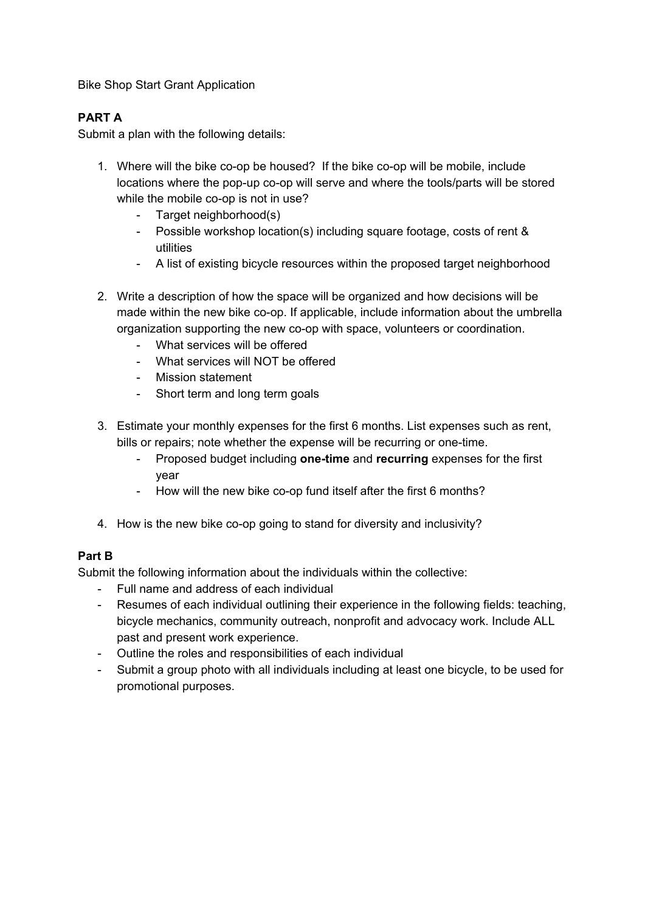Bike Shop Start Grant Application

## PART A

Submit a plan with the following details:

1. Where will the bike co-op be housed? If the bike co-op will be mobile, include locations where the pop-up co-op will serve and where the tools/parts will be stored while the mobile co-op is not in use?
    - Target neighborhood(s)
    - Possible workshop location(s) including square footage, costs of rent & utilities
    - A list of existing bicycle resources within the proposed target neighborhood

2. Write a description of how the space will be organized and how decisions will be made within the new bike co-op. If applicable, include information about the umbrella organization supporting the new co-op with space, volunteers or coordination.
    - What services will be offered
    - What services will NOT be offered
    - Mission statement
    - Short term and long term goals

3. Estimate your monthly expenses for the first 6 months. List expenses such as rent, bills or repairs; note whether the expense will be recurring or one-time.
    - Proposed budget including **one-time** and **recurring** expenses for the first year
    - How will the new bike co-op fund itself after the first 6 months?

4. How is the new bike co-op going to stand for diversity and inclusivity?

## Part B

Submit the following information about the individuals within the collective:

- Full name and address of each individual
- Resumes of each individual outlining their experience in the following fields: teaching, bicycle mechanics, community outreach, nonprofit and advocacy work. Include ALL past and present work experience.
- Outline the roles and responsibilities of each individual
- Submit a group photo with all individuals including at least one bicycle, to be used for promotional purposes.